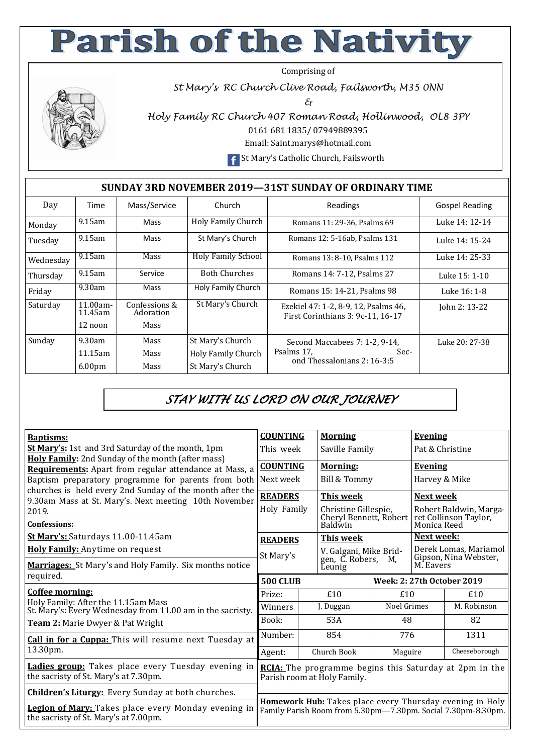# Parish of the Nativity

Comprising of

*St Mary's RC Church Clive Road, Failsworth, M35 0NN*

*&*

*Holy Family RC Church 407 Roman Road, Hollinwood, OL8 3PY*

0161 681 1835/ 07949889395

Email: Saint.marys@hotmail.com

St Mary's Catholic Church, Failsworth

## SUNDAY 3RD NOVEMBER 2019—31ST SUNDAY OF ORDINARY TIME

| Day | Time | Mass/Service | Church | Readings | Gospel Reading |
|---|---|---|---|---|---|
| Monday | 9.15am | Mass | Holy Family Church | Romans 11: 29-36, Psalms 69 | Luke 14: 12-14 |
| Tuesday | 9.15am | Mass | St Mary's Church | Romans 12: 5-16ab, Psalms 131 | Luke 14: 15-24 |
| Wednesday | 9.15am | Mass | Holy Family School | Romans 13: 8-10, Psalms 112 | Luke 14: 25-33 |
| Thursday | 9.15am | Service | Both Churches | Romans 14: 7-12, Psalms 27 | Luke 15: 1-10 |
| Friday | 9.30am | Mass | Holy Family Church | Romans 15: 14-21, Psalms 98 | Luke 16: 1-8 |
| Saturday | 11.00am-11.45am<br>12 noon | Confessions & Adoration<br>Mass | St Mary's Church | Ezekiel 47: 1-2, 8-9, 12, Psalms 46, First Corinthians 3: 9c-11, 16-17 | John 2: 13-22 |
| Sunday | 9.30am<br>11.15am<br>6.00pm | Mass<br>Mass<br>Mass | St Mary's Church<br>Holy Family Church<br>St Mary's Church | Second Maccabees 7: 1-2, 9-14, Psalms 17, Second Thessalonians 2: 16-3:5 | Luke 20: 27-38 |

*STAY WITH US LORD ON OUR JOURNEY*

**Baptisms:**
**St Mary's:** 1st and 3rd Saturday of the month, 1pm
**Holy Family:** 2nd Sunday of the month (after mass)
**Requirements:** Apart from regular attendance at Mass, a Baptism preparatory programme for parents from both churches is held every 2nd Sunday of the month after the 9.30am Mass at St. Mary's. Next meeting 10th November 2019.

**Confessions:**
**St Mary's:** Saturdays 11.00-11.45am
**Holy Family:** Anytime on request

**Marriages:** St Mary's and Holy Family. Six months notice required.

**Coffee morning:**
Holy Family: After the 11.15am Mass
St. Mary's: Every Wednesday from 11.00 am in the sacristy.
**Team 2:** Marie Dwyer & Pat Wright

**Call in for a Cuppa:** This will resume next Tuesday at 13.30pm.

**Ladies group:** Takes place every Tuesday evening in the sacristy of St. Mary's at 7.30pm.

**Children's Liturgy:** Every Sunday at both churches.

**Legion of Mary:** Takes place every Monday evening in the sacristy of St. Mary's at 7.00pm.

| | | |
|---|---|---|
| **COUNTING** | **Morning** | **Evening** |
| This week | Saville Family | Pat & Christine |
| **COUNTING** | **Morning:** | **Evening** |
| Next week | Bill & Tommy | Harvey & Mike |
| **READERS** | **This week** | **Next week** |
| Holy Family | Christine Gillespie, Cheryl Bennett, Robert Baldwin | Robert Baldwin, Margaret Collinson Taylor, Monica Reed |
| **READERS** | **This week** | **Next week:** |
| St Mary's | V. Galgani, Mike Bridgen, C. Robers, M, Leunig | Derek Lomas, Mariamol Gipson, Nina Webster, M. Eavers |

| **500 CLUB** | | **Week: 2: 27th October 2019** | |
|---|---|---|---|
| Prize: | £10 | £10 | £10 |
| Winners | J. Duggan | Noel Grimes | M. Robinson |
| Book: | 53A | 48 | 82 |
| Number: | 854 | 776 | 1311 |
| Agent: | Church Book | Maguire | Cheeseborough |

**RCIA:** The programme begins this Saturday at 2pm in the Parish room at Holy Family.

**Homework Hub:** Takes place every Thursday evening in Holy Family Parish Room from 5.30pm—7.30pm. Social 7.30pm-8.30pm.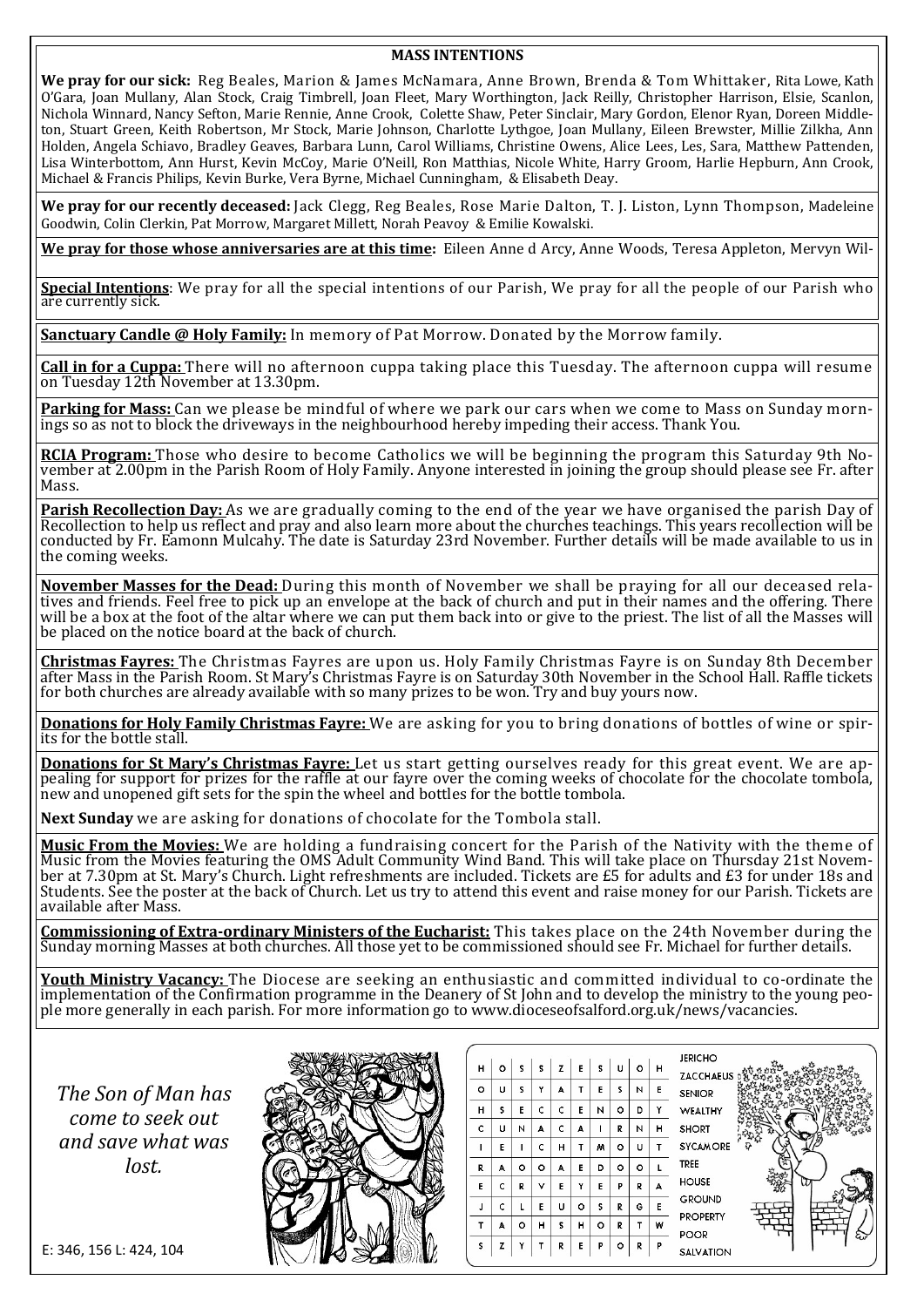**MASS INTENTIONS**

**We pray for our sick:** Reg Beales, Marion & James McNamara, Anne Brown, Brenda & Tom Whittaker, Rita Lowe, Kath O'Gara, Joan Mullany, Alan Stock, Craig Timbrell, Joan Fleet, Mary Worthington, Jack Reilly, Christopher Harrison, Elsie, Scanlon, Nichola Winnard, Nancy Sefton, Marie Rennie, Anne Crook, Colette Shaw, Peter Sinclair, Mary Gordon, Elenor Ryan, Doreen Middleton, Stuart Green, Keith Robertson, Mr Stock, Marie Johnson, Charlotte Lythgoe, Joan Mullany, Eileen Brewster, Millie Zilkha, Ann Holden, Angela Schiavo, Bradley Geaves, Barbara Lunn, Carol Williams, Christine Owens, Alice Lees, Les, Sara, Matthew Pattenden, Lisa Winterbottom, Ann Hurst, Kevin McCoy, Marie O'Neill, Ron Matthias, Nicole White, Harry Groom, Harlie Hepburn, Ann Crook, Michael & Francis Philips, Kevin Burke, Vera Byrne, Michael Cunningham, & Elisabeth Deay.

**We pray for our recently deceased:** Jack Clegg, Reg Beales, Rose Marie Dalton, T. J. Liston, Lynn Thompson, Madeleine Goodwin, Colin Clerkin, Pat Morrow, Margaret Millett, Norah Peavoy & Emilie Kowalski.

**We pray for those whose anniversaries are at this time:** Eileen Anne d Arcy, Anne Woods, Teresa Appleton, Mervyn Wil-

**Special Intentions**: We pray for all the special intentions of our Parish, We pray for all the people of our Parish who are currently sick.

**Sanctuary Candle @ Holy Family:** In memory of Pat Morrow. Donated by the Morrow family.

**Call in for a Cuppa:** There will no afternoon cuppa taking place this Tuesday. The afternoon cuppa will resume on Tuesday 12th November at 13.30pm.

**Parking for Mass:** Can we please be mindful of where we park our cars when we come to Mass on Sunday mornings so as not to block the driveways in the neighbourhood hereby impeding their access. Thank You.

**RCIA Program:** Those who desire to become Catholics we will be beginning the program this Saturday 9th November at 2.00pm in the Parish Room of Holy Family. Anyone interested in joining the group should please see Fr. after Mass.

**Parish Recollection Day:** As we are gradually coming to the end of the year we have organised the parish Day of Recollection to help us reflect and pray and also learn more about the churches teachings. This years recollection will be conducted by Fr. Eamonn Mulcahy. The date is Saturday 23rd November. Further details will be made available to us in the coming weeks.

**November Masses for the Dead:** During this month of November we shall be praying for all our deceased relatives and friends. Feel free to pick up an envelope at the back of church and put in their names and the offering. There will be a box at the foot of the altar where we can put them back into or give to the priest. The list of all the Masses will be placed on the notice board at the back of church.

**Christmas Fayres:** The Christmas Fayres are upon us. Holy Family Christmas Fayre is on Sunday 8th December after Mass in the Parish Room. St Mary's Christmas Fayre is on Saturday 30th November in the School Hall. Raffle tickets for both churches are already available with so many prizes to be won. Try and buy yours now.

**Donations for Holy Family Christmas Fayre:** We are asking for you to bring donations of bottles of wine or spirits for the bottle stall.

**Donations for St Mary's Christmas Fayre:** Let us start getting ourselves ready for this great event. We are appealing for support for prizes for the raffle at our fayre over the coming weeks of chocolate for the chocolate tombola, new and unopened gift sets for the spin the wheel and bottles for the bottle tombola.

**Next Sunday** we are asking for donations of chocolate for the Tombola stall.

**Music From the Movies:** We are holding a fundraising concert for the Parish of the Nativity with the theme of Music from the Movies featuring the OMS Adult Community Wind Band. This will take place on Thursday 21st November at 7.30pm at St. Mary's Church. Light refreshments are included. Tickets are £5 for adults and £3 for under 18s and Students. See the poster at the back of Church. Let us try to attend this event and raise money for our Parish. Tickets are available after Mass.

**Commissioning of Extra-ordinary Ministers of the Eucharist:** This takes place on the 24th November during the Sunday morning Masses at both churches. All those yet to be commissioned should see Fr. Michael for further details.

**Youth Ministry Vacancy:** The Diocese are seeking an enthusiastic and committed individual to co-ordinate the implementation of the Confirmation programme in the Deanery of St John and to develop the ministry to the young people more generally in each parish. For more information go to www.dioceseofsalford.org.uk/news/vacancies.

*The Son of Man has come to seek out and save what was lost.*

E: 346, 156 L: 424, 104

| | | | | | | | | | |
|---|---|---|---|---|---|---|---|---|---|
| H | O | S | S | Z | E | S | U | O | H |
| O | U | S | Y | A | T | E | S | N | E |
| H | S | E | C | C | E | N | O | D | Y |
| C | U | N | A | C | A | I | R | N | H |
| I | E | I | C | H | T | M | O | U | T |
| R | A | O | O | A | E | D | O | O | L |
| E | C | R | V | E | Y | E | P | R | A |
| J | C | L | E | U | O | S | R | G | E |
| T | A | O | H | S | H | O | R | T | W |
| S | Z | Y | T | R | E | P | O | R | P |

JERICHO
ZACCHAEUS
SENIOR
WEALTHY
SHORT
SYCAMORE
TREE
HOUSE
GROUND
PROPERTY
POOR
SALVATION